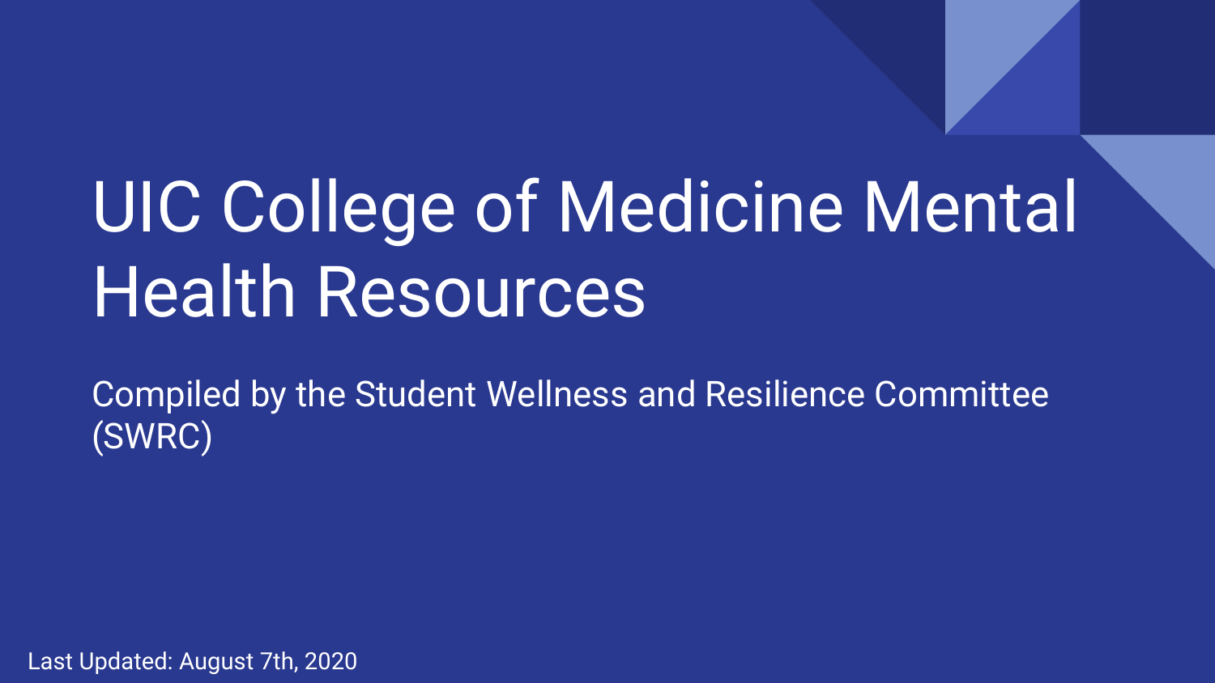# UIC College of Medicine Mental Health Resources

Compiled by the Student Wellness and Resilience Committee (SWRC)

Last Updated: August 7th, 2020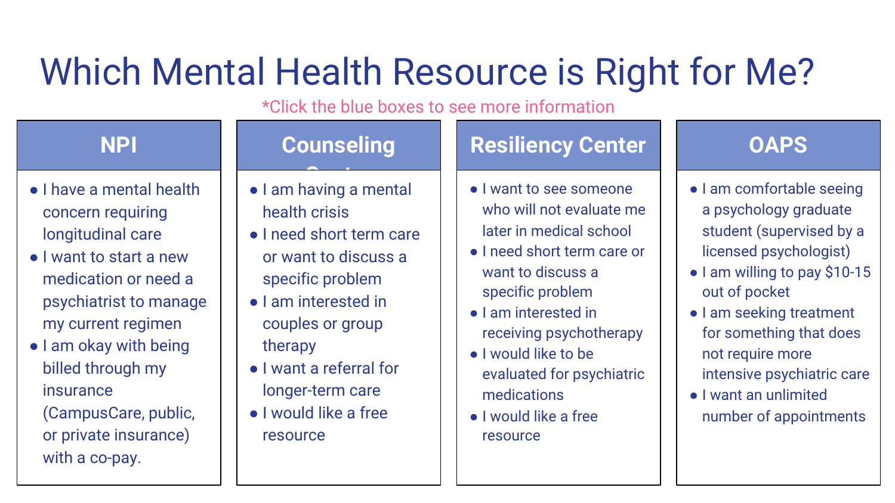# Which Mental Health Resource is Right for Me?

*Click the blue boxes to see more information

## NPI

- I have a mental health concern requiring longitudinal care
- I want to start a new medication or need a psychiatrist to manage my current regimen
- I am okay with being billed through my insurance (CampusCare, public, or private insurance) with a co-pay.

## Counseling Center

- I am having a mental health crisis
- I need short term care or want to discuss a specific problem
- I am interested in couples or group therapy
- I want a referral for longer-term care
- I would like a free resource

## Resiliency Center

- I want to see someone who will not evaluate me later in medical school
- I need short term care or want to discuss a specific problem
- I am interested in receiving psychotherapy
- I would like to be evaluated for psychiatric medications
- I would like a free resource

## OAPS

- I am comfortable seeing a psychology graduate student (supervised by a licensed psychologist)
- I am willing to pay $10-15 out of pocket
- I am seeking treatment for something that does not require more intensive psychiatric care
- I want an unlimited number of appointments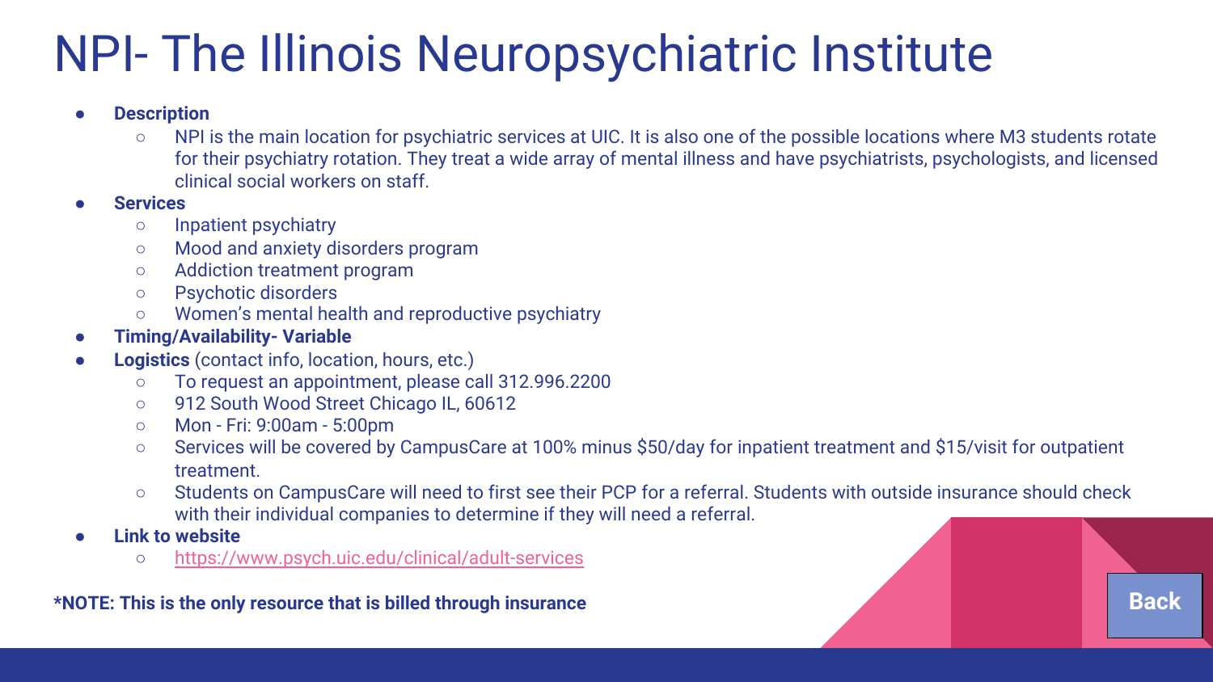# NPI- The Illinois Neuropsychiatric Institute

- **Description**
  - NPI is the main location for psychiatric services at UIC. It is also one of the possible locations where M3 students rotate for their psychiatry rotation. They treat a wide array of mental illness and have psychiatrists, psychologists, and licensed clinical social workers on staff.
- **Services**
  - Inpatient psychiatry
  - Mood and anxiety disorders program
  - Addiction treatment program
  - Psychotic disorders
  - Women's mental health and reproductive psychiatry
- **Timing/Availability- Variable**
- **Logistics** (contact info, location, hours, etc.)
  - To request an appointment, please call 312.996.2200
  - 912 South Wood Street Chicago IL, 60612
  - Mon - Fri: 9:00am - 5:00pm
  - Services will be covered by CampusCare at 100% minus $50/day for inpatient treatment and $15/visit for outpatient treatment.
  - Students on CampusCare will need to first see their PCP for a referral. Students with outside insurance should check with their individual companies to determine if they will need a referral.
- **Link to website**
  - [https://www.psych.uic.edu/clinical/adult-services](https://www.psych.uic.edu/clinical/adult-services)

**\*NOTE: This is the only resource that is billed through insurance**

Back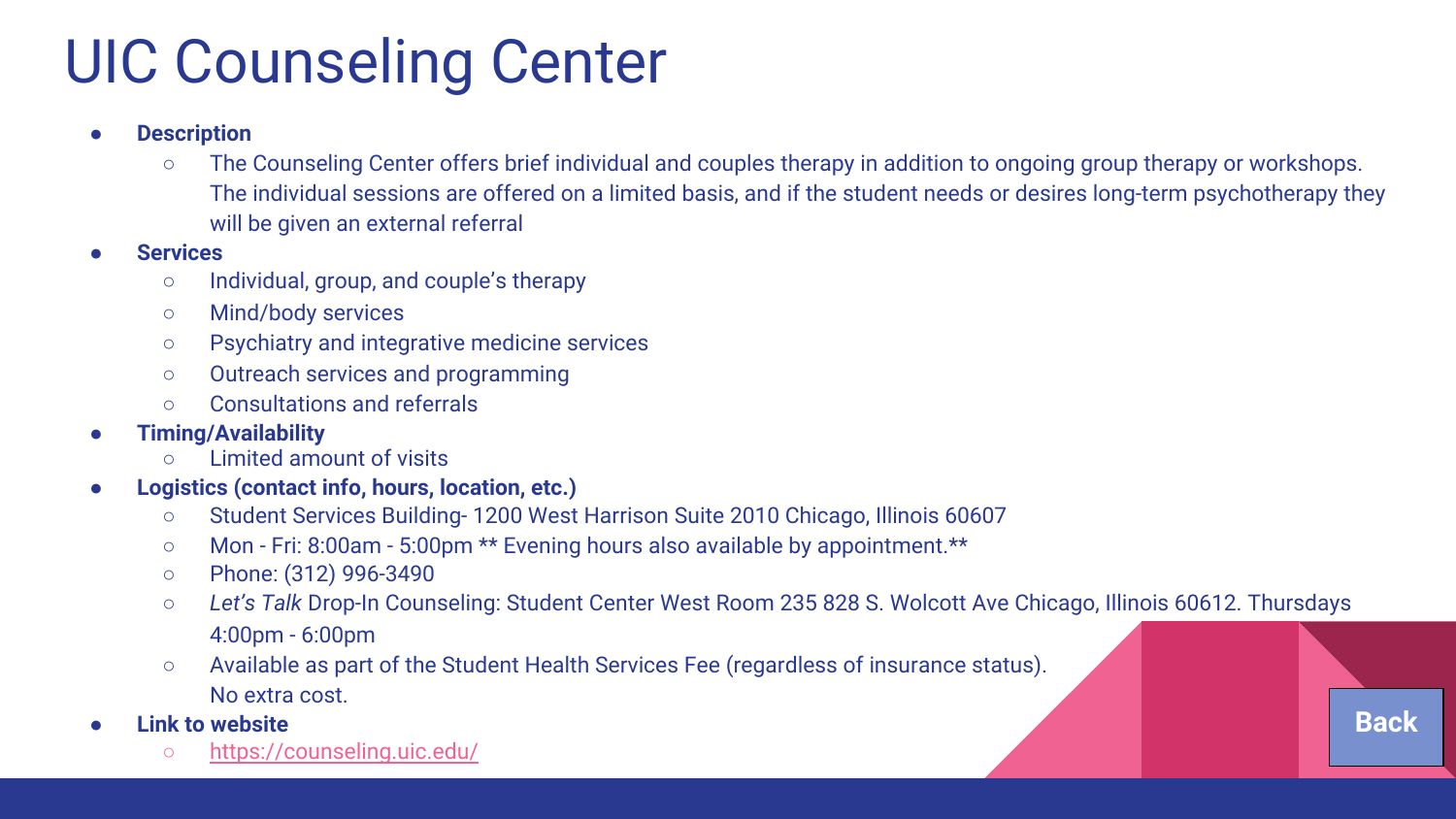# UIC Counseling Center

- **Description**
  - The Counseling Center offers brief individual and couples therapy in addition to ongoing group therapy or workshops. The individual sessions are offered on a limited basis, and if the student needs or desires long-term psychotherapy they will be given an external referral
- **Services**
  - Individual, group, and couple's therapy
  - Mind/body services
  - Psychiatry and integrative medicine services
  - Outreach services and programming
  - Consultations and referrals
- **Timing/Availability**
  - Limited amount of visits
- **Logistics (contact info, hours, location, etc.)**
  - Student Services Building- 1200 West Harrison Suite 2010 Chicago, Illinois 60607
  - Mon - Fri: 8:00am - 5:00pm ** Evening hours also available by appointment.**
  - Phone: (312) 996-3490
  - *Let's Talk* Drop-In Counseling: Student Center West Room 235 828 S. Wolcott Ave Chicago, Illinois 60612. Thursdays 4:00pm - 6:00pm
  - Available as part of the Student Health Services Fee (regardless of insurance status). No extra cost.
- **Link to website**
  - [https://counseling.uic.edu/](https://counseling.uic.edu/)

Back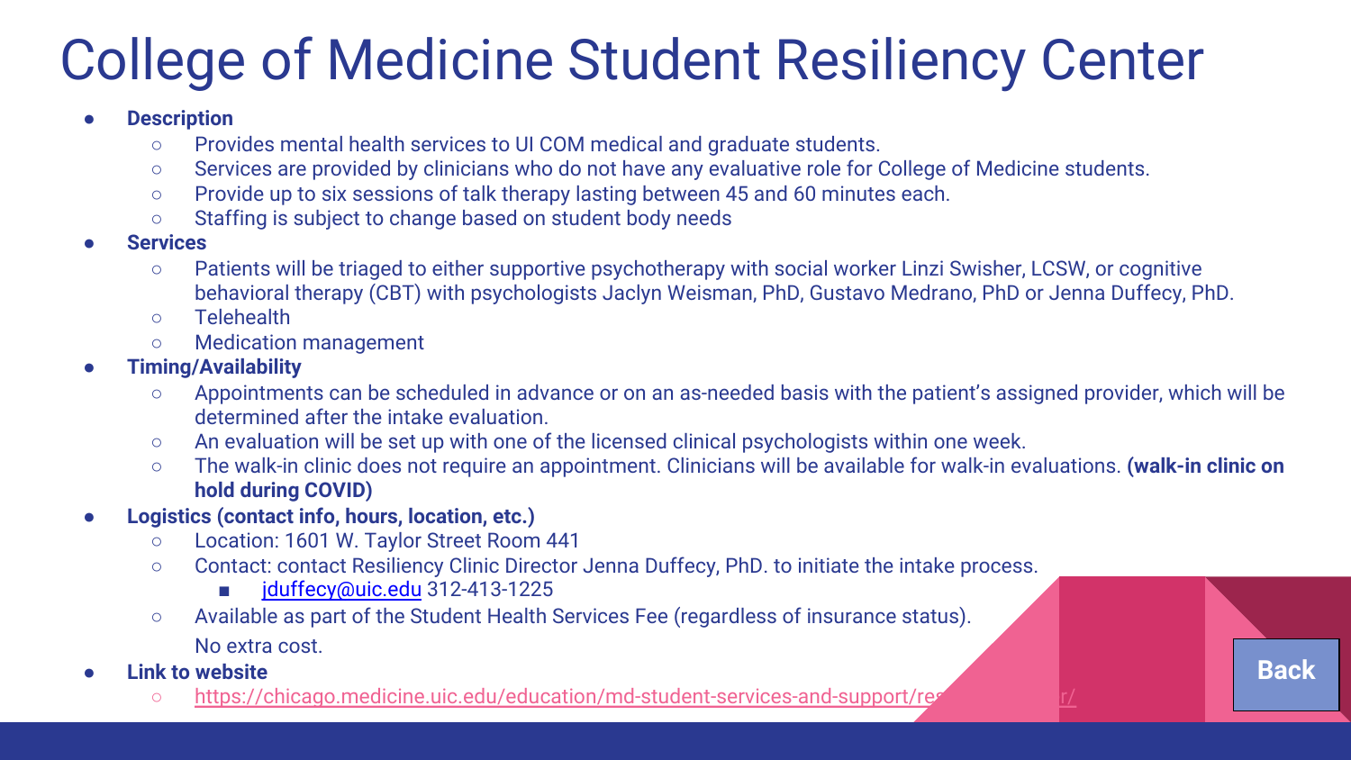# College of Medicine Student Resiliency Center

- **Description**
  - Provides mental health services to UI COM medical and graduate students.
  - Services are provided by clinicians who do not have any evaluative role for College of Medicine students.
  - Provide up to six sessions of talk therapy lasting between 45 and 60 minutes each.
  - Staffing is subject to change based on student body needs
- **Services**
  - Patients will be triaged to either supportive psychotherapy with social worker Linzi Swisher, LCSW, or cognitive behavioral therapy (CBT) with psychologists Jaclyn Weisman, PhD, Gustavo Medrano, PhD or Jenna Duffecy, PhD.
  - Telehealth
  - Medication management
- **Timing/Availability**
  - Appointments can be scheduled in advance or on an as-needed basis with the patient's assigned provider, which will be determined after the intake evaluation.
  - An evaluation will be set up with one of the licensed clinical psychologists within one week.
  - The walk-in clinic does not require an appointment. Clinicians will be available for walk-in evaluations. **(walk-in clinic on hold during COVID)**
- **Logistics (contact info, hours, location, etc.)**
  - Location: 1601 W. Taylor Street Room 441
  - Contact: contact Resiliency Clinic Director Jenna Duffecy, PhD. to initiate the intake process.
    - jduffecy@uic.edu 312-413-1225
  - Available as part of the Student Health Services Fee (regardless of insurance status).

    No extra cost.
- **Link to website**
  - https://chicago.medicine.uic.edu/education/md-student-services-and-support/re...r/

Back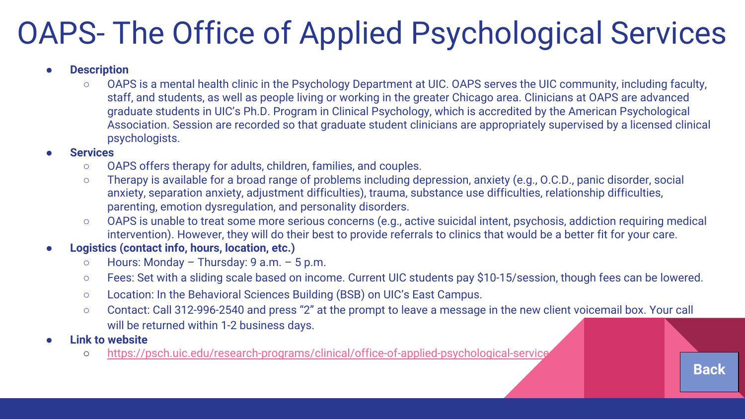# OAPS- The Office of Applied Psychological Services

- **Description**
  - OAPS is a mental health clinic in the Psychology Department at UIC. OAPS serves the UIC community, including faculty, staff, and students, as well as people living or working in the greater Chicago area. Clinicians at OAPS are advanced graduate students in UIC's Ph.D. Program in Clinical Psychology, which is accredited by the American Psychological Association. Session are recorded so that graduate student clinicians are appropriately supervised by a licensed clinical psychologists.
- **Services**
  - OAPS offers therapy for adults, children, families, and couples.
  - Therapy is available for a broad range of problems including depression, anxiety (e.g., O.C.D., panic disorder, social anxiety, separation anxiety, adjustment difficulties), trauma, substance use difficulties, relationship difficulties, parenting, emotion dysregulation, and personality disorders.
  - OAPS is unable to treat some more serious concerns (e.g., active suicidal intent, psychosis, addiction requiring medical intervention). However, they will do their best to provide referrals to clinics that would be a better fit for your care.
- **Logistics (contact info, hours, location, etc.)**
  - Hours: Monday – Thursday: 9 a.m. – 5 p.m.
  - Fees: Set with a sliding scale based on income. Current UIC students pay $10-15/session, though fees can be lowered.
  - Location: In the Behavioral Sciences Building (BSB) on UIC's East Campus.
  - Contact: Call 312-996-2540 and press "2" at the prompt to leave a message in the new client voicemail box. Your call will be returned within 1-2 business days.
- **Link to website**
  - https://psch.uic.edu/research-programs/clinical/office-of-applied-psychological-service

Back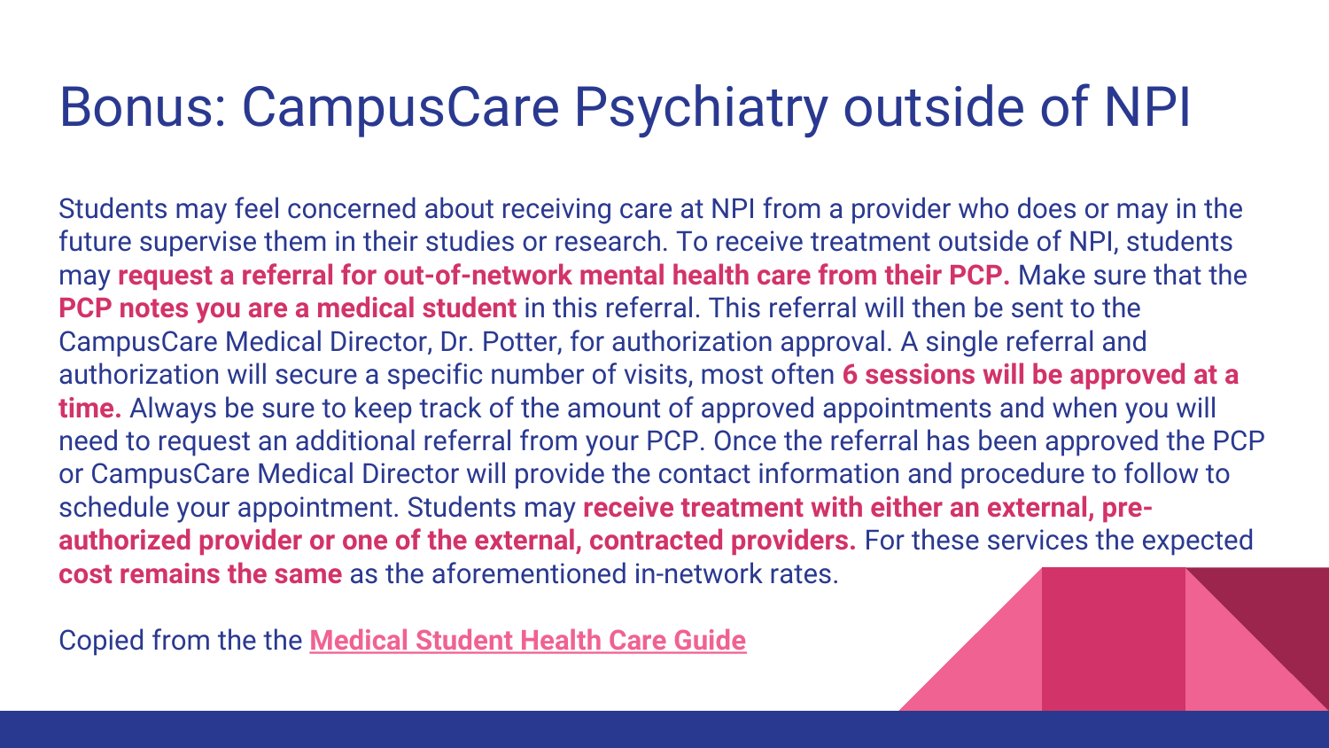# Bonus: CampusCare Psychiatry outside of NPI

Students may feel concerned about receiving care at NPI from a provider who does or may in the future supervise them in their studies or research. To receive treatment outside of NPI, students may **request a referral for out-of-network mental health care from their PCP.** Make sure that the **PCP notes you are a medical student** in this referral. This referral will then be sent to the CampusCare Medical Director, Dr. Potter, for authorization approval. A single referral and authorization will secure a specific number of visits, most often **6 sessions will be approved at a time.** Always be sure to keep track of the amount of approved appointments and when you will need to request an additional referral from your PCP. Once the referral has been approved the PCP or CampusCare Medical Director will provide the contact information and procedure to follow to schedule your appointment. Students may **receive treatment with either an external, pre-authorized provider or one of the external, contracted providers.** For these services the expected **cost remains the same** as the aforementioned in-network rates.

Copied from the the **Medical Student Health Care Guide**